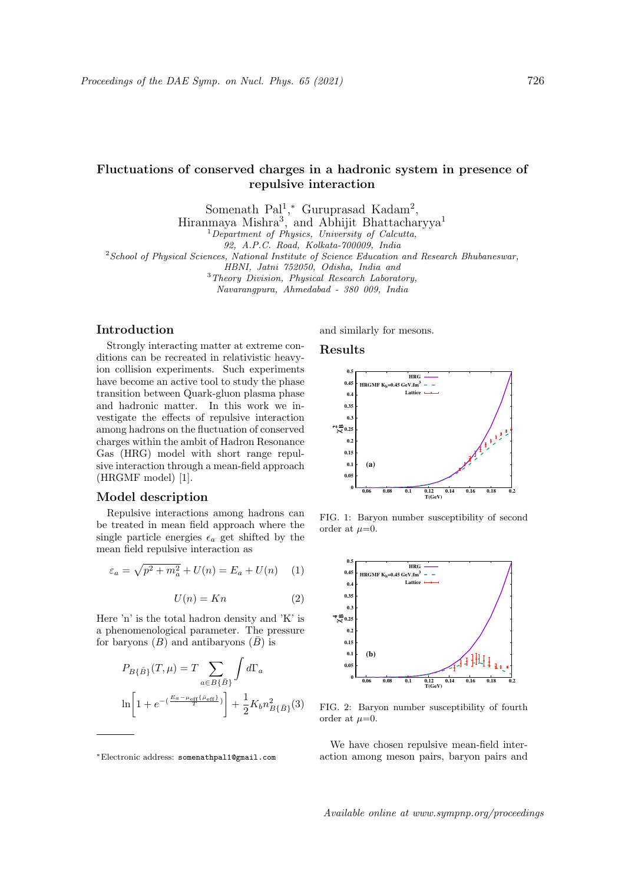# Fluctuations of conserved charges in a hadronic system in presence of repulsive interaction

Somenath Pal[1,*] Guruprasad Kadam[2], Hiranmaya Mishra[3], and Abhijit Bhattacharyya[1]

[1] *Department of Physics, University of Calcutta, 92, A.P.C. Road, Kolkata-700009, India*

[2] *School of Physical Sciences, National Institute of Science Education and Research Bhubaneswar, HBNI, Jatni 752050, Odisha, India and*

[3] *Theory Division, Physical Research Laboratory, Navarangpura, Ahmedabad - 380 009, India*

## Introduction

Strongly interacting matter at extreme conditions can be recreated in relativistic heavy-ion collision experiments. Such experiments have become an active tool to study the phase transition between Quark-gluon plasma phase and hadronic matter. In this work we investigate the effects of repulsive interaction among hadrons on the fluctuation of conserved charges within the ambit of Hadron Resonance Gas (HRG) model with short range repulsive interaction through a mean-field approach (HRGMF model) [1].

## Model description

Repulsive interactions among hadrons can be treated in mean field approach where the single particle energies $\epsilon_a$ get shifted by the mean field repulsive interaction as

$$\varepsilon_a = \sqrt{p^2 + m_a^2} + U(n) = E_a + U(n) \tag{1}$$

$$U(n) = Kn \tag{2}$$

Here 'n' is the total hadron density and 'K' is a phenomenological parameter. The pressure for baryons $(B)$ and antibaryons $(\bar{B})$ is

$$P_{B\{\bar{B}\}}(T,\mu) = T \sum_{a \in B\{\bar{B}\}} \int d\Gamma_a \ln\left[1 + e^{-(\frac{E_a - \mu_{\mathrm{eff}}\{\bar{\mu}_{\mathrm{eff}}\}}{T})}\right] + \frac{1}{2} K_b n^2_{B\{\bar{B}\}} \tag{3}$$

and similarly for mesons.

## Results

FIG. 1: Baryon number susceptibility of second order at $\mu$=0.

FIG. 2: Baryon number susceptibility of fourth order at $\mu$=0.

We have chosen repulsive mean-field interaction among meson pairs, baryon pairs and

*Electronic address: somenathpal1@gmail.com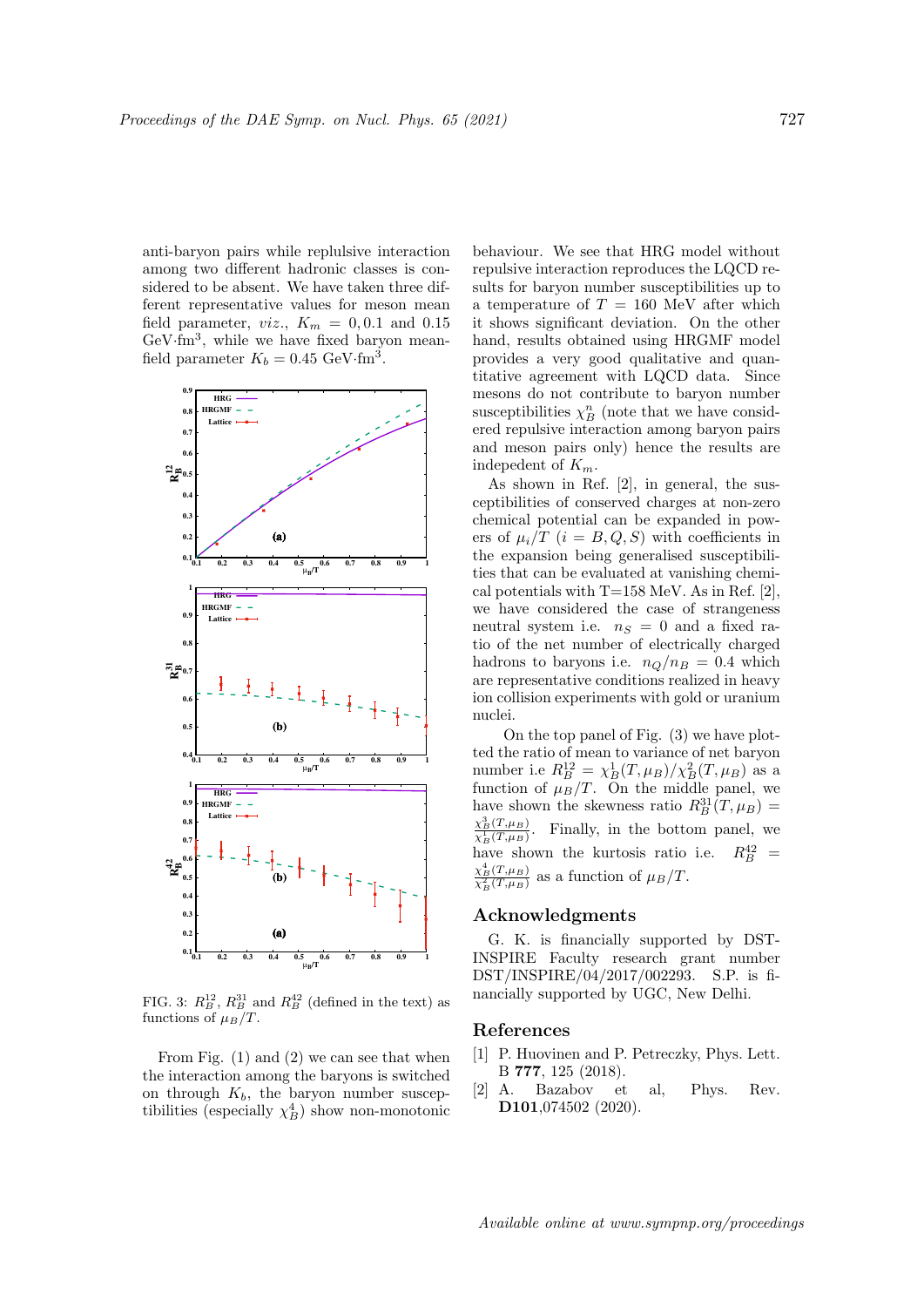anti-baryon pairs while replulsive interaction among two different hadronic classes is considered to be absent. We have taken three different representative values for meson mean field parameter, *viz.*, $K_m = 0, 0.1$ and $0.15$ GeV·fm$^3$, while we have fixed baryon mean-field parameter $K_b = 0.45$ GeV·fm$^3$.

HRG
HRGMF
Lattice
$R_B^{12}$
(a)
$\mu_B/T$
0.1 0.2 0.3 0.4 0.5 0.6 0.7 0.8 0.9 1

HRG
HRGMF
Lattice
$R_B^{31}$
(b)
$\mu_B/T$

HRG
HRGMF
Lattice
$R_B^{42}$
(b)
(a)
$\mu_B/T$

FIG. 3: $R_B^{12}$, $R_B^{31}$ and $R_B^{42}$ (defined in the text) as functions of $\mu_B/T$.

From Fig. (1) and (2) we can see that when the interaction among the baryons is switched on through $K_b$, the baryon number susceptibilities (especially $\chi_B^4$) show non-monotonic behaviour. We see that HRG model without repulsive interaction reproduces the LQCD results for baryon number susceptibilities up to a temperature of $T = 160$ MeV after which it shows significant deviation. On the other hand, results obtained using HRGMF model provides a very good qualitative and quantitative agreement with LQCD data. Since mesons do not contribute to baryon number susceptibilities $\chi_B^n$ (note that we have considered repulsive interaction among baryon pairs and meson pairs only) hence the results are indepedent of $K_m$.

As shown in Ref. [2], in general, the susceptibilities of conserved charges at non-zero chemical potential can be expanded in powers of $\mu_i/T$ $(i = B, Q, S)$ with coefficients in the expansion being generalised susceptibilities that can be evaluated at vanishing chemical potentials with T=158 MeV. As in Ref. [2], we have considered the case of strangeness neutral system i.e. $n_S = 0$ and a fixed ratio of the net number of electrically charged hadrons to baryons i.e. $n_Q/n_B = 0.4$ which are representative conditions realized in heavy ion collision experiments with gold or uranium nuclei.

On the top panel of Fig. (3) we have plotted the ratio of mean to variance of net baryon number i.e $R_B^{12} = \chi_B^1(T, \mu_B)/\chi_B^2(T, \mu_B)$ as a function of $\mu_B/T$. On the middle panel, we have shown the skewness ratio $R_B^{31}(T, \mu_B) = \frac{\chi_B^3(T,\mu_B)}{\chi_B^1(T,\mu_B)}$. Finally, in the bottom panel, we have shown the kurtosis ratio i.e. $R_B^{42} = \frac{\chi_B^4(T,\mu_B)}{\chi_B^2(T,\mu_B)}$ as a function of $\mu_B/T$.

## Acknowledgments

G. K. is financially supported by DST-INSPIRE Faculty research grant number DST/INSPIRE/04/2017/002293. S.P. is financially supported by UGC, New Delhi.

## References

[1] P. Huovinen and P. Petreczky, Phys. Lett. B **777**, 125 (2018).

[2] A. Bazabov et al, Phys. Rev. **D101**,074502 (2020).